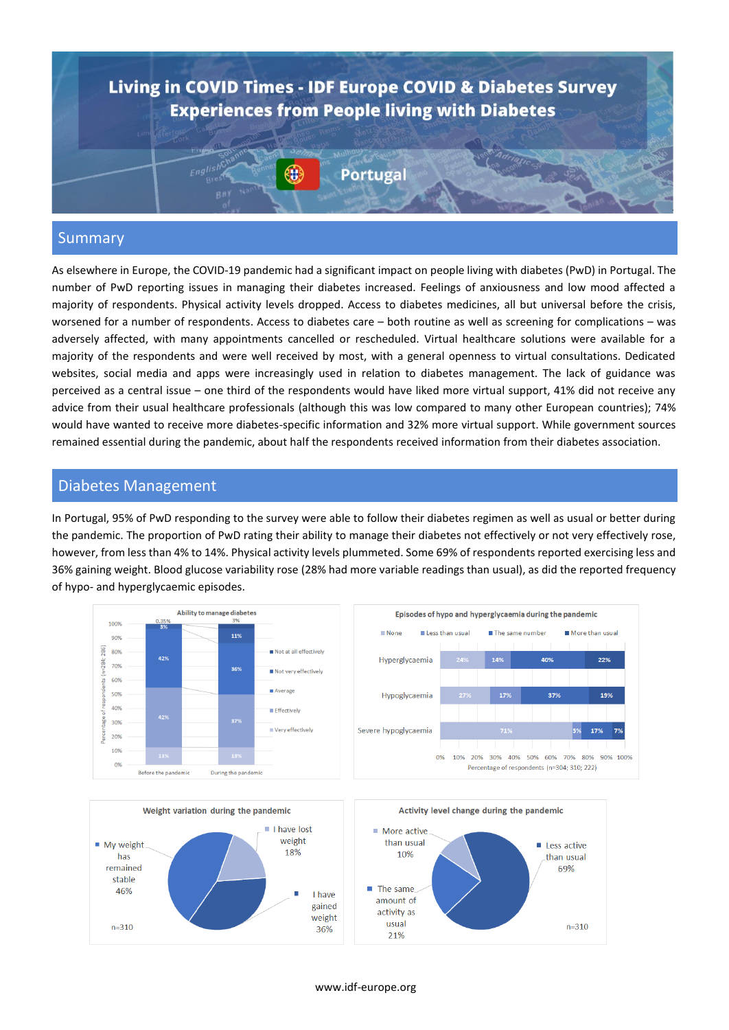# Living in COVID Times - IDF Europe COVID & Diabetes Survey
## Experiences from People living with Diabetes

**Portugal**

## Summary

As elsewhere in Europe, the COVID-19 pandemic had a significant impact on people living with diabetes (PwD) in Portugal. The number of PwD reporting issues in managing their diabetes increased. Feelings of anxiousness and low mood affected a majority of respondents. Physical activity levels dropped. Access to diabetes medicines, all but universal before the crisis, worsened for a number of respondents. Access to diabetes care – both routine as well as screening for complications – was adversely affected, with many appointments cancelled or rescheduled. Virtual healthcare solutions were available for a majority of the respondents and were well received by most, with a general openness to virtual consultations. Dedicated websites, social media and apps were increasingly used in relation to diabetes management. The lack of guidance was perceived as a central issue – one third of the respondents would have liked more virtual support, 41% did not receive any advice from their usual healthcare professionals (although this was low compared to many other European countries); 74% would have wanted to receive more diabetes-specific information and 32% more virtual support. While government sources remained essential during the pandemic, about half the respondents received information from their diabetes association.

## Diabetes Management

In Portugal, 95% of PwD responding to the survey were able to follow their diabetes regimen as well as usual or better during the pandemic. The proportion of PwD rating their ability to manage their diabetes not effectively or not very effectively rose, however, from less than 4% to 14%. Physical activity levels plummeted. Some 69% of respondents reported exercising less and 36% gaining weight. Blood glucose variability rose (28% had more variable readings than usual), as did the reported frequency of hypo- and hyperglycaemic episodes.

Ability to manage diabetes

Percentage of respondents (n=284; 286)

100%
90%
80%
70%
60%
50%
40%
30%
20%
10%
0%

Before the pandemic: 0.35%, 3%, 42%, 42%, 13%

During the pandemic: 3%, 11%, 36%, 37%, 13%

Not at all effectively
Not very effectively
Average
Effectively
Very effectively

Episodes of hypo and hyperglycaemia during the pandemic

None
Less than usual
The same number
More than usual

Hyperglycaemia: 24%, 14%, 40%, 22%

Hypoglycaemia: 27%, 17%, 37%, 19%

Severe hypoglycaemia: 71%, 5%, 17%, 7%

0% 10% 20% 30% 40% 50% 60% 70% 80% 90% 100%

Percentage of respondents (n=304; 310; 222)

Weight variation during the pandemic

My weight has remained stable 46%

I have lost weight 18%

I have gained weight 36%

n=310

Activity level change during the pandemic

More active than usual 10%

Less active than usual 69%

The same amount of activity as usual 21%

n=310

www.idf-europe.org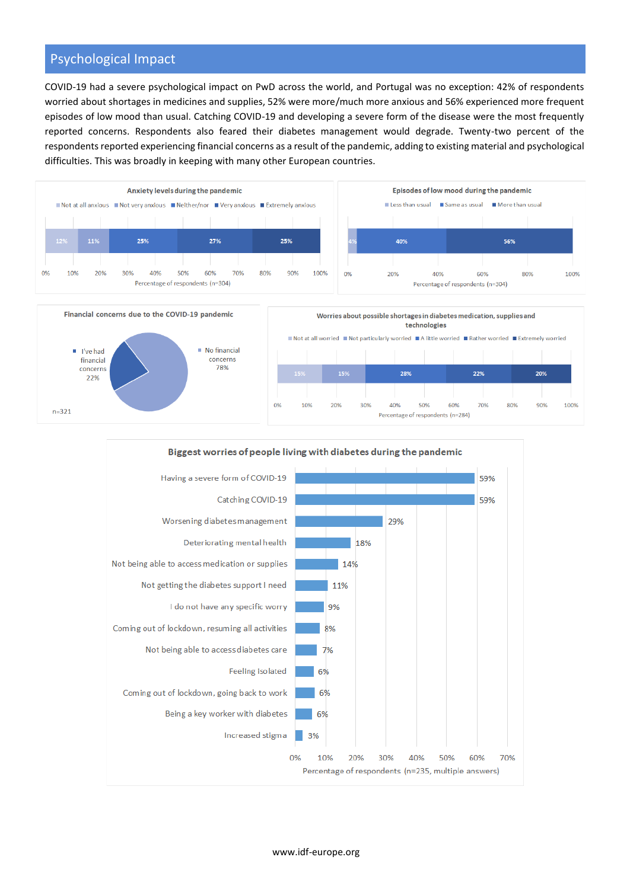## Psychological Impact

COVID-19 had a severe psychological impact on PwD across the world, and Portugal was no exception: 42% of respondents worried about shortages in medicines and supplies, 52% were more/much more anxious and 56% experienced more frequent episodes of low mood than usual. Catching COVID-19 and developing a severe form of the disease were the most frequently reported concerns. Respondents also feared their diabetes management would degrade. Twenty-two percent of the respondents reported experiencing financial concerns as a result of the pandemic, adding to existing material and psychological difficulties. This was broadly in keeping with many other European countries.

**Anxiety levels during the pandemic**

Not at all anxious | Not very anxious | Neither/nor | Very anxious | Extremely anxious

12% | 11% | 25% | 27% | 25%

0% 10% 20% 30% 40% 50% 60% 70% 80% 90% 100%

Percentage of respondents (n=304)

**Episodes of low mood during the pandemic**

Less than usual | Same as usual | More than usual

4% | 40% | 56%

0% 20% 40% 60% 80% 100%

Percentage of respondents (n=304)

**Financial concerns due to the COVID-19 pandemic**

I've had financial concerns 22%

No financial concerns 78%

n=321

**Worries about possible shortages in diabetes medication, supplies and technologies**

Not at all worried | Not particularly worried | A little worried | Rather worried | Extremely worried

15% | 15% | 28% | 22% | 20%

0% 10% 20% 30% 40% 50% 60% 70% 80% 90% 100%

Percentage of respondents (n=284)

**Biggest worries of people living with diabetes during the pandemic**

Having a severe form of COVID-19 59%

Catching COVID-19 59%

Worsening diabetes management 29%

Deteriorating mental health 18%

Not being able to access medication or supplies 14%

Not getting the diabetes support I need 11%

I do not have any specific worry 9%

Coming out of lockdown, resuming all activities 8%

Not being able to access diabetes care 7%

Feeling isolated 6%

Coming out of lockdown, going back to work 6%

Being a key worker with diabetes 6%

Increased stigma 3%

0% 10% 20% 30% 40% 50% 60% 70%

Percentage of respondents (n=235, multiple answers)

www.idf-europe.org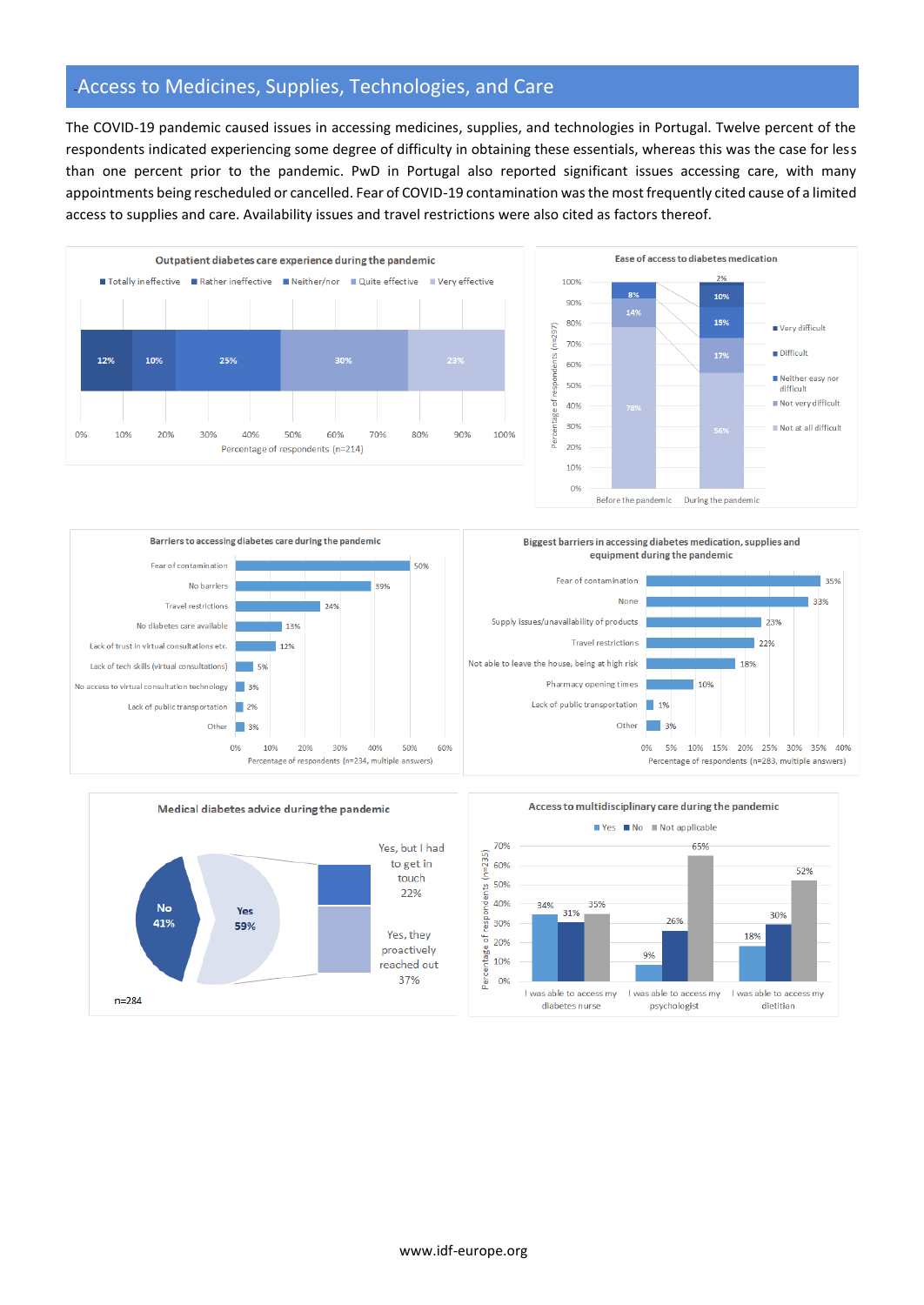## Access to Medicines, Supplies, Technologies, and Care

The COVID-19 pandemic caused issues in accessing medicines, supplies, and technologies in Portugal. Twelve percent of the respondents indicated experiencing some degree of difficulty in obtaining these essentials, whereas this was the case for less than one percent prior to the pandemic. PwD in Portugal also reported significant issues accessing care, with many appointments being rescheduled or cancelled. Fear of COVID-19 contamination was the most frequently cited cause of a limited access to supplies and care. Availability issues and travel restrictions were also cited as factors thereof.

**Outpatient diabetes care experience during the pandemic**

Totally ineffective · Rather ineffective · Neither/nor · Quite effective · Very effective

12% · 10% · 25% · 30% · 23%

0% 10% 20% 30% 40% 50% 60% 70% 80% 90% 100%

Percentage of respondents (n=214)

**Ease of access to diabetes medication**

Percentage of respondents (n=297)

Before the pandemic: 8% · 14% · 78%

During the pandemic: 2% · 10% · 15% · 17% · 56%

Very difficult · Difficult · Neither easy nor difficult · Not very difficult · Not at all difficult

**Barriers to accessing diabetes care during the pandemic**

Fear of contamination 50%

No barriers 39%

Travel restrictions 24%

No diabetes care available 13%

Lack of trust in virtual consultations etc. 12%

Lack of tech skills (virtual consultations) 5%

No access to virtual consultation technology 3%

Lack of public transportation 2%

Other 3%

Percentage of respondents (n=234, multiple answers)

**Biggest barriers in accessing diabetes medication, supplies and equipment during the pandemic**

Fear of contamination 35%

None 33%

Supply issues/unavailability of products 23%

Travel restrictions 22%

Not able to leave the house, being at high risk 18%

Pharmacy opening times 10%

Lack of public transportation 1%

Other 3%

Percentage of respondents (n=283, multiple answers)

**Medical diabetes advice during the pandemic**

No 41%

Yes 59%

Yes, but I had to get in touch 22%

Yes, they proactively reached out 37%

n=284

**Access to multidisciplinary care during the pandemic**

Yes · No · Not applicable

Percentage of respondents (n=235)

I was able to access my diabetes nurse: 34% · 31% · 35%

I was able to access my psychologist: 9% · 26% · 65%

I was able to access my dietitian: 18% · 30% · 52%

www.idf-europe.org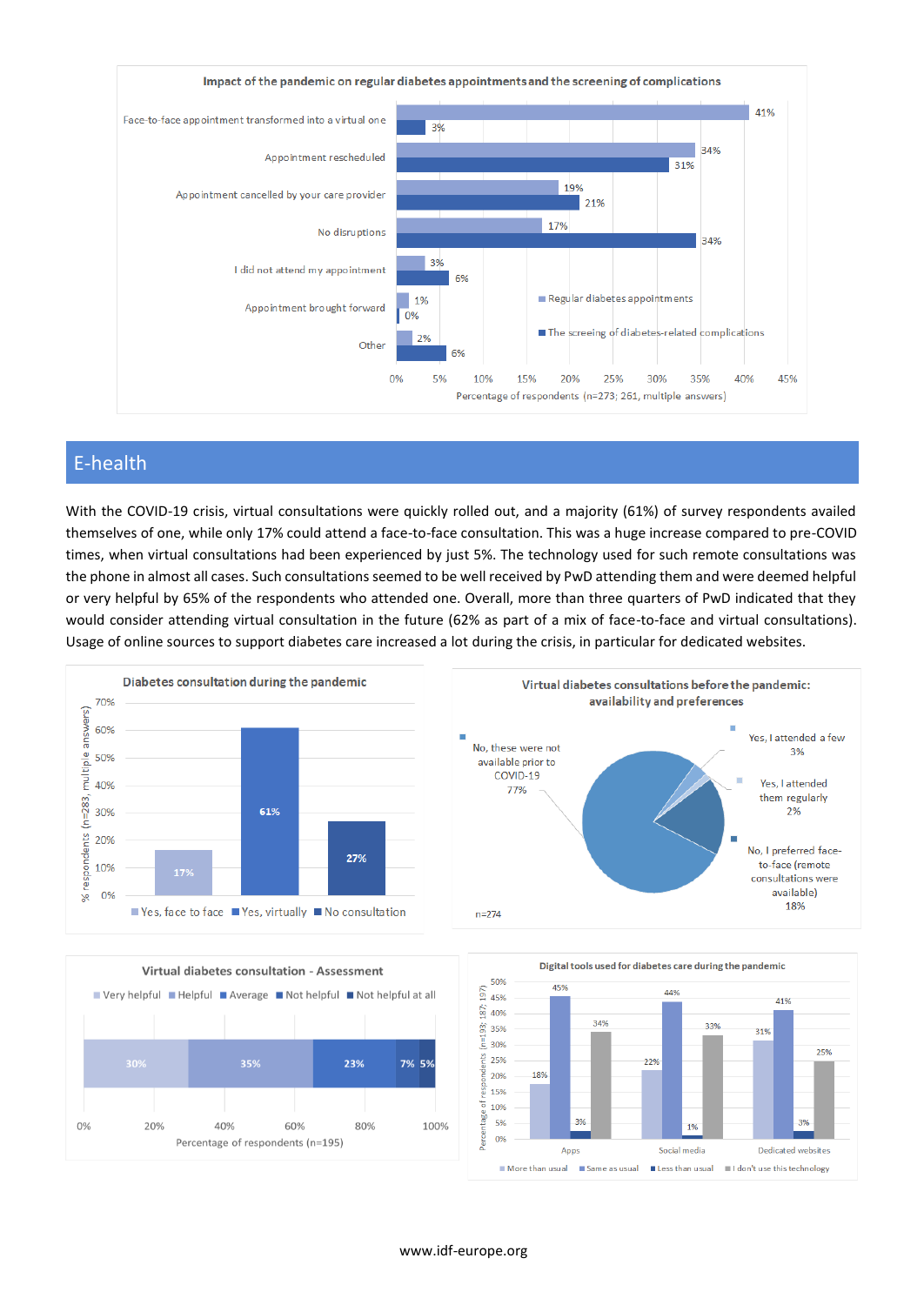**Impact of the pandemic on regular diabetes appointments and the screening of complications**

Face-to-face appointment transformed into a virtual one
41%
3%

Appointment rescheduled
34%
31%

Appointment cancelled by your care provider
19%
21%

No disruptions
17%
34%

I did not attend my appointment
3%
6%

Appointment brought forward
1%
0%

Other
2%
6%

Regular diabetes appointments
The screeing of diabetes-related complications

0% 5% 10% 15% 20% 25% 30% 35% 40% 45%

Percentage of respondents (n=273; 261, multiple answers)

## E-health

With the COVID-19 crisis, virtual consultations were quickly rolled out, and a majority (61%) of survey respondents availed themselves of one, while only 17% could attend a face-to-face consultation. This was a huge increase compared to pre-COVID times, when virtual consultations had been experienced by just 5%. The technology used for such remote consultations was the phone in almost all cases. Such consultations seemed to be well received by PwD attending them and were deemed helpful or very helpful by 65% of the respondents who attended one. Overall, more than three quarters of PwD indicated that they would consider attending virtual consultation in the future (62% as part of a mix of face-to-face and virtual consultations). Usage of online sources to support diabetes care increased a lot during the crisis, in particular for dedicated websites.

**Diabetes consultation during the pandemic**

% respondents (n=283, multiple answers)

0% 10% 20% 30% 40% 50% 60% 70%

17%
61%
27%

Yes, face to face
Yes, virtually
No consultation

**Virtual diabetes consultations before the pandemic: availability and preferences**

No, these were not available prior to COVID-19
77%

Yes, I attended a few
3%

Yes, I attended them regularly
2%

No, I preferred face-to-face (remote consultations were available)
18%

n=274

**Virtual diabetes consultation - Assessment**

Very helpful
Helpful
Average
Not helpful
Not helpful at all

30% 35% 23% 7% 5%

0% 20% 40% 60% 80% 100%

Percentage of respondents (n=195)

**Digital tools used for diabetes care during the pandemic**

Percentage of respondents (n=193; 187; 197)

0% 5% 10% 15% 20% 25% 30% 35% 40% 45% 50%

Apps
18%
45%
3%
34%

Social media
22%
44%
1%
33%

Dedicated websites
31%
41%
3%
25%

More than usual
Same as usual
Less than usual
I don't use this technology

www.idf-europe.org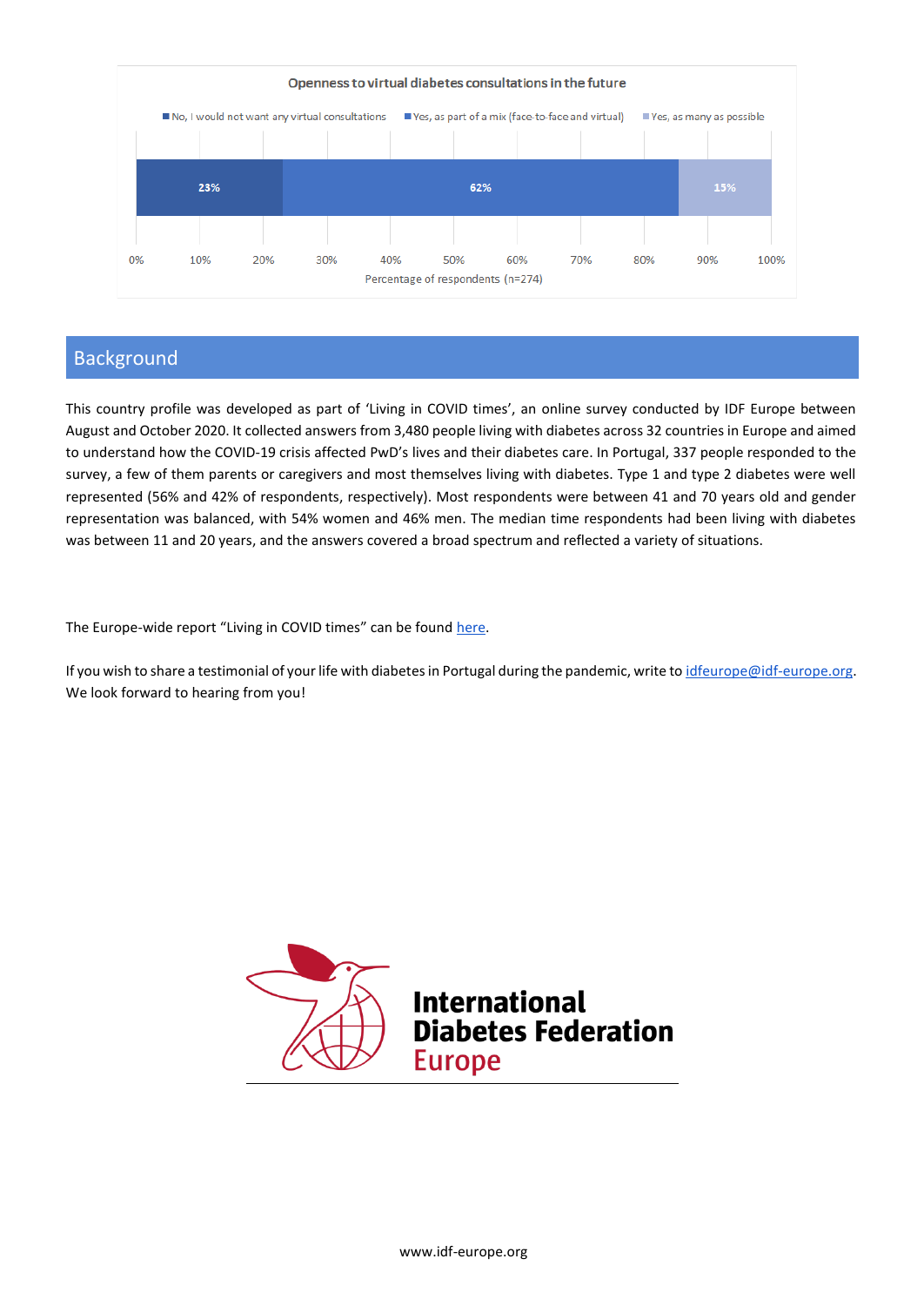Openness to virtual diabetes consultations in the future

No, I would not want any virtual consultations

Yes, as part of a mix (face-to-face and virtual)

Yes, as many as possible

23%

62%

15%

0% 10% 20% 30% 40% 50% 60% 70% 80% 90% 100%

Percentage of respondents (n=274)

## Background

This country profile was developed as part of 'Living in COVID times', an online survey conducted by IDF Europe between August and October 2020. It collected answers from 3,480 people living with diabetes across 32 countries in Europe and aimed to understand how the COVID-19 crisis affected PwD's lives and their diabetes care. In Portugal, 337 people responded to the survey, a few of them parents or caregivers and most themselves living with diabetes. Type 1 and type 2 diabetes were well represented (56% and 42% of respondents, respectively). Most respondents were between 41 and 70 years old and gender representation was balanced, with 54% women and 46% men. The median time respondents had been living with diabetes was between 11 and 20 years, and the answers covered a broad spectrum and reflected a variety of situations.

The Europe-wide report "Living in COVID times" can be found here.

If you wish to share a testimonial of your life with diabetes in Portugal during the pandemic, write to idfeurope@idf-europe.org. We look forward to hearing from you!

International Diabetes Federation Europe

www.idf-europe.org